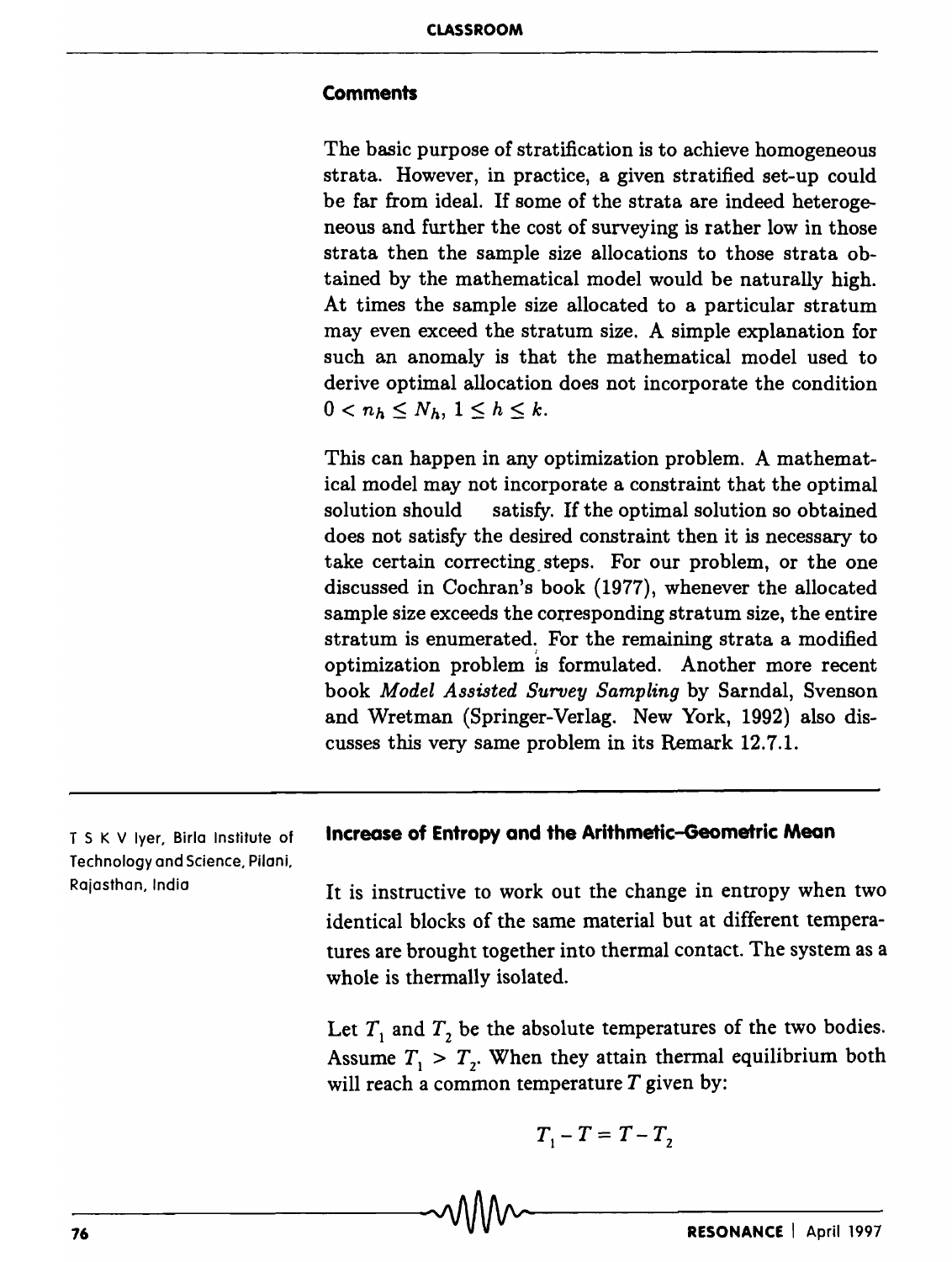### Comments

The basic purpose of stratification is to achieve homogeneous strata. However, in practice, a given stratified set-up could be far from ideal. If some of the strata are indeed heterogeneous and further the cost of surveying is rather low in those strata then the sample size allocations to those strata obtained by the mathematical model would be naturally high. At times the sample size allocated to a particular stratum may even exceed the stratum size. A simple explanation for such an anomaly is that the mathematical model used to derive optimal allocation does not incorporate the condition $0 < n_h \leq N_h$, $1 \leq h \leq k$.

This can happen in any optimization problem. A mathematical model may not incorporate a constraint that the optimal solution should satisfy. If the optimal solution so obtained does not satisfy the desired constraint then it is necessary to take certain correcting steps. For our problem, or the one discussed in Cochran's book (1977), whenever the allocated sample size exceeds the corresponding stratum size, the entire stratum is enumerated. For the remaining strata a modified optimization problem is formulated. Another more recent book *Model Assisted Survey Sampling* by Sarndal, Svenson and Wretman (Springer-Verlag. New York, 1992) also discusses this very same problem in its Remark 12.7.1.

## Increase of Entropy and the Arithmetic–Geometric Mean

T S K V Iyer, Birla Institute of Technology and Science, Pilani, Rajasthan, India

It is instructive to work out the change in entropy when two identical blocks of the same material but at different temperatures are brought together into thermal contact. The system as a whole is thermally isolated.

Let $T_1$ and $T_2$ be the absolute temperatures of the two bodies. Assume $T_1 > T_2$. When they attain thermal equilibrium both will reach a common temperature $T$ given by:

$$T_1 - T = T - T_2$$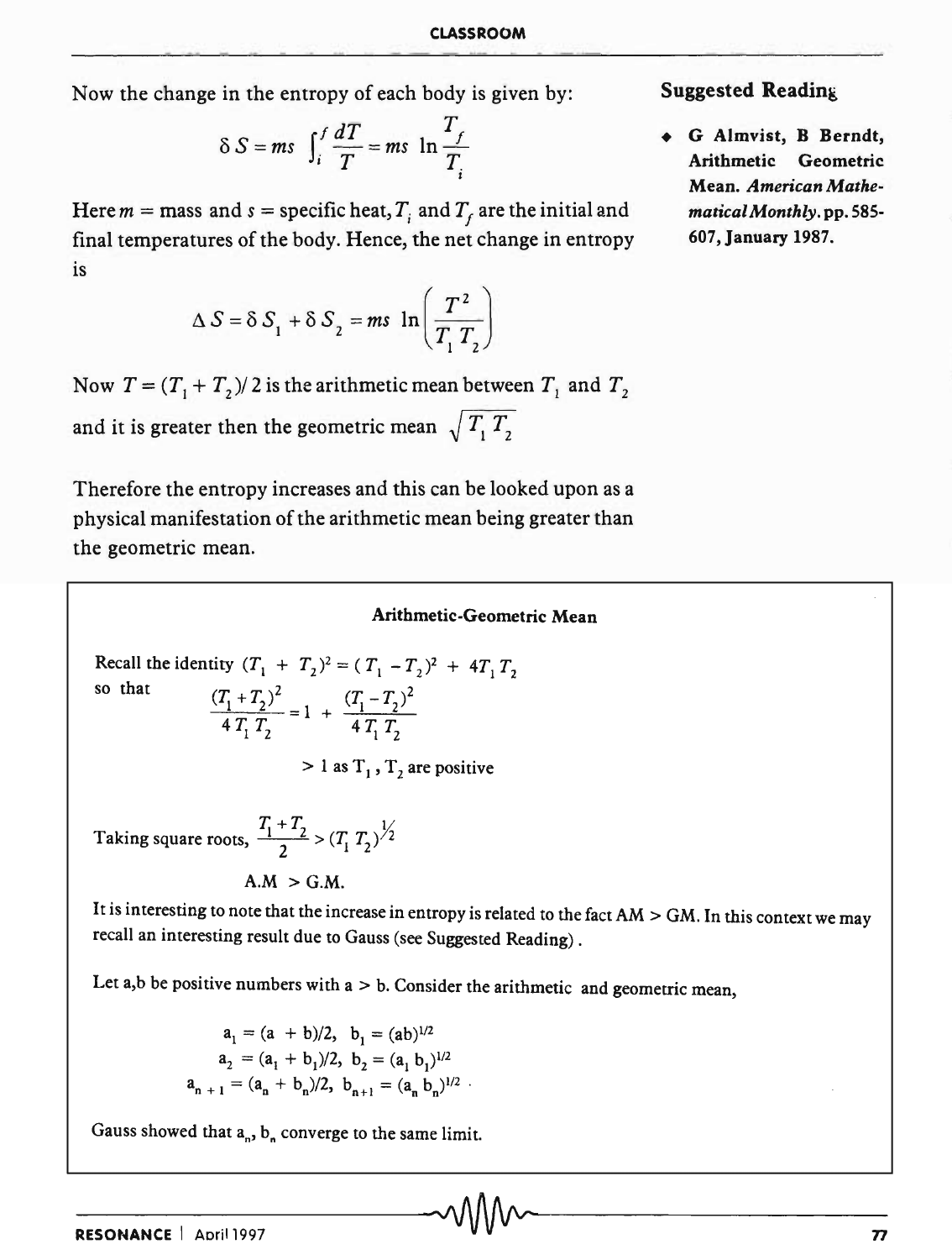Now the change in the entropy of each body is given by:

$$\delta S = ms \int_i^f \frac{dT}{T} = ms \ln \frac{T_f}{T_i}$$

Here $m$ = mass and $s$ = specific heat, $T_i$ and $T_f$ are the initial and final temperatures of the body. Hence, the net change in entropy is

$$\Delta S = \delta S_1 + \delta S_2 = ms \ln \left( \frac{T^2}{T_1 T_2} \right)$$

Now $T = (T_1 + T_2)/2$ is the arithmetic mean between $T_1$ and $T_2$ and it is greater then the geometric mean $\sqrt{T_1 T_2}$

Therefore the entropy increases and this can be looked upon as a physical manifestation of the arithmetic mean being greater than the geometric mean.

## Suggested Reading

- **G Almvist, B Berndt, Arithmetic Geometric Mean.** ***American Mathematical Monthly*. pp. 585-607, January 1987.**

---

### Arithmetic-Geometric Mean

Recall the identity $(T_1 + T_2)^2 = (T_1 - T_2)^2 + 4T_1 T_2$

so that

$$\frac{(T_1 + T_2)^2}{4 T_1 T_2} = 1 + \frac{(T_1 - T_2)^2}{4 T_1 T_2}$$

$> 1$ as $T_1$, $T_2$ are positive

Taking square roots, $\frac{T_1 + T_2}{2} > (T_1 T_2)^{1/2}$

A.M $>$ G.M.

It is interesting to note that the increase in entropy is related to the fact AM $>$ GM. In this context we may recall an interesting result due to Gauss (see Suggested Reading).

Let a,b be positive numbers with a $>$ b. Consider the arithmetic and geometric mean,

$$a_1 = (a + b)/2, \quad b_1 = (ab)^{1/2}$$
$$a_2 = (a_1 + b_1)/2, \quad b_2 = (a_1 b_1)^{1/2}$$
$$a_{n+1} = (a_n + b_n)/2, \quad b_{n+1} = (a_n b_n)^{1/2}.$$

Gauss showed that $a_n$, $b_n$ converge to the same limit.